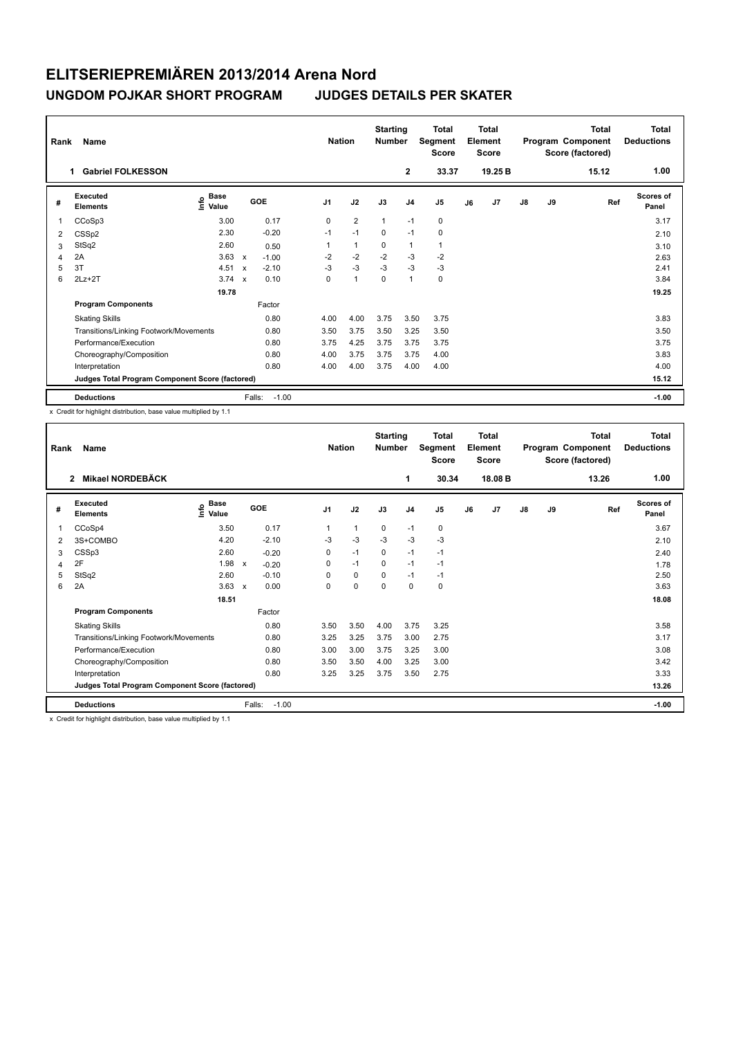# ELITSERIEPREMIÄREN 2013/2014 Arena Nord

## UNGDOM POJKAR SHORT PROGRAM JUDGES DETAILS PER SKATER

| Rank | Name | Nation | Starting Number | Total Segment Score | Total Element Score | Total Program Component Score (factored) | Total Deductions |
|---|---|---|---|---|---|---|---|
| 1 | Gabriel FOLKESSON | | 2 | 33.37 | 19.25 B | 15.12 | 1.00 |

| # | Executed Elements | Info | Base Value | | GOE | J1 | J2 | J3 | J4 | J5 | J6 | J7 | J8 | J9 | Ref | Scores of Panel |
|---|---|---|---|---|---|---|---|---|---|---|---|---|---|---|---|---|
| 1 | CCoSp3 | | 3.00 | | 0.17 | 0 | 2 | 1 | -1 | 0 | | | | | | 3.17 |
| 2 | CSSp2 | | 2.30 | | -0.20 | -1 | -1 | 0 | -1 | 0 | | | | | | 2.10 |
| 3 | StSq2 | | 2.60 | | 0.50 | 1 | 1 | 0 | 1 | 1 | | | | | | 3.10 |
| 4 | 2A | | 3.63 | x | -1.00 | -2 | -2 | -2 | -3 | -2 | | | | | | 2.63 |
| 5 | 3T | | 4.51 | x | -2.10 | -3 | -3 | -3 | -3 | -3 | | | | | | 2.41 |
| 6 | 2Lz+2T | | 3.74 | x | 0.10 | 0 | 1 | 0 | 1 | 0 | | | | | | 3.84 |
| | | | 19.78 | | | | | | | | | | | | | 19.25 |
| | **Program Components** | | | | Factor | | | | | | | | | | | |
| | Skating Skills | | | | 0.80 | 4.00 | 4.00 | 3.75 | 3.50 | 3.75 | | | | | | 3.83 |
| | Transitions/Linking Footwork/Movements | | | | 0.80 | 3.50 | 3.75 | 3.50 | 3.25 | 3.50 | | | | | | 3.50 |
| | Performance/Execution | | | | 0.80 | 3.75 | 4.25 | 3.75 | 3.75 | 3.75 | | | | | | 3.75 |
| | Choreography/Composition | | | | 0.80 | 4.00 | 3.75 | 3.75 | 3.75 | 4.00 | | | | | | 3.83 |
| | Interpretation | | | | 0.80 | 4.00 | 4.00 | 3.75 | 4.00 | 4.00 | | | | | | 4.00 |
| | **Judges Total Program Component Score (factored)** | | | | | | | | | | | | | | | 15.12 |
| | **Deductions** | | | | Falls: -1.00 | | | | | | | | | | | -1.00 |

x Credit for highlight distribution, base value multiplied by 1.1

| Rank | Name | Nation | Starting Number | Total Segment Score | Total Element Score | Total Program Component Score (factored) | Total Deductions |
|---|---|---|---|---|---|---|---|
| 2 | Mikael NORDEBÄCK | | 1 | 30.34 | 18.08 B | 13.26 | 1.00 |

| # | Executed Elements | Info | Base Value | | GOE | J1 | J2 | J3 | J4 | J5 | J6 | J7 | J8 | J9 | Ref | Scores of Panel |
|---|---|---|---|---|---|---|---|---|---|---|---|---|---|---|---|---|
| 1 | CCoSp4 | | 3.50 | | 0.17 | 1 | 1 | 0 | -1 | 0 | | | | | | 3.67 |
| 2 | 3S+COMBO | | 4.20 | | -2.10 | -3 | -3 | -3 | -3 | -3 | | | | | | 2.10 |
| 3 | CSSp3 | | 2.60 | | -0.20 | 0 | -1 | 0 | -1 | -1 | | | | | | 2.40 |
| 4 | 2F | | 1.98 | x | -0.20 | 0 | -1 | 0 | -1 | -1 | | | | | | 1.78 |
| 5 | StSq2 | | 2.60 | | -0.10 | 0 | 0 | 0 | -1 | -1 | | | | | | 2.50 |
| 6 | 2A | | 3.63 | x | 0.00 | 0 | 0 | 0 | 0 | 0 | | | | | | 3.63 |
| | | | 18.51 | | | | | | | | | | | | | 18.08 |
| | **Program Components** | | | | Factor | | | | | | | | | | | |
| | Skating Skills | | | | 0.80 | 3.50 | 3.50 | 4.00 | 3.75 | 3.25 | | | | | | 3.58 |
| | Transitions/Linking Footwork/Movements | | | | 0.80 | 3.25 | 3.25 | 3.75 | 3.00 | 2.75 | | | | | | 3.17 |
| | Performance/Execution | | | | 0.80 | 3.00 | 3.00 | 3.75 | 3.25 | 3.00 | | | | | | 3.08 |
| | Choreography/Composition | | | | 0.80 | 3.50 | 3.50 | 4.00 | 3.25 | 3.00 | | | | | | 3.42 |
| | Interpretation | | | | 0.80 | 3.25 | 3.25 | 3.75 | 3.50 | 2.75 | | | | | | 3.33 |
| | **Judges Total Program Component Score (factored)** | | | | | | | | | | | | | | | 13.26 |
| | **Deductions** | | | | Falls: -1.00 | | | | | | | | | | | -1.00 |

x Credit for highlight distribution, base value multiplied by 1.1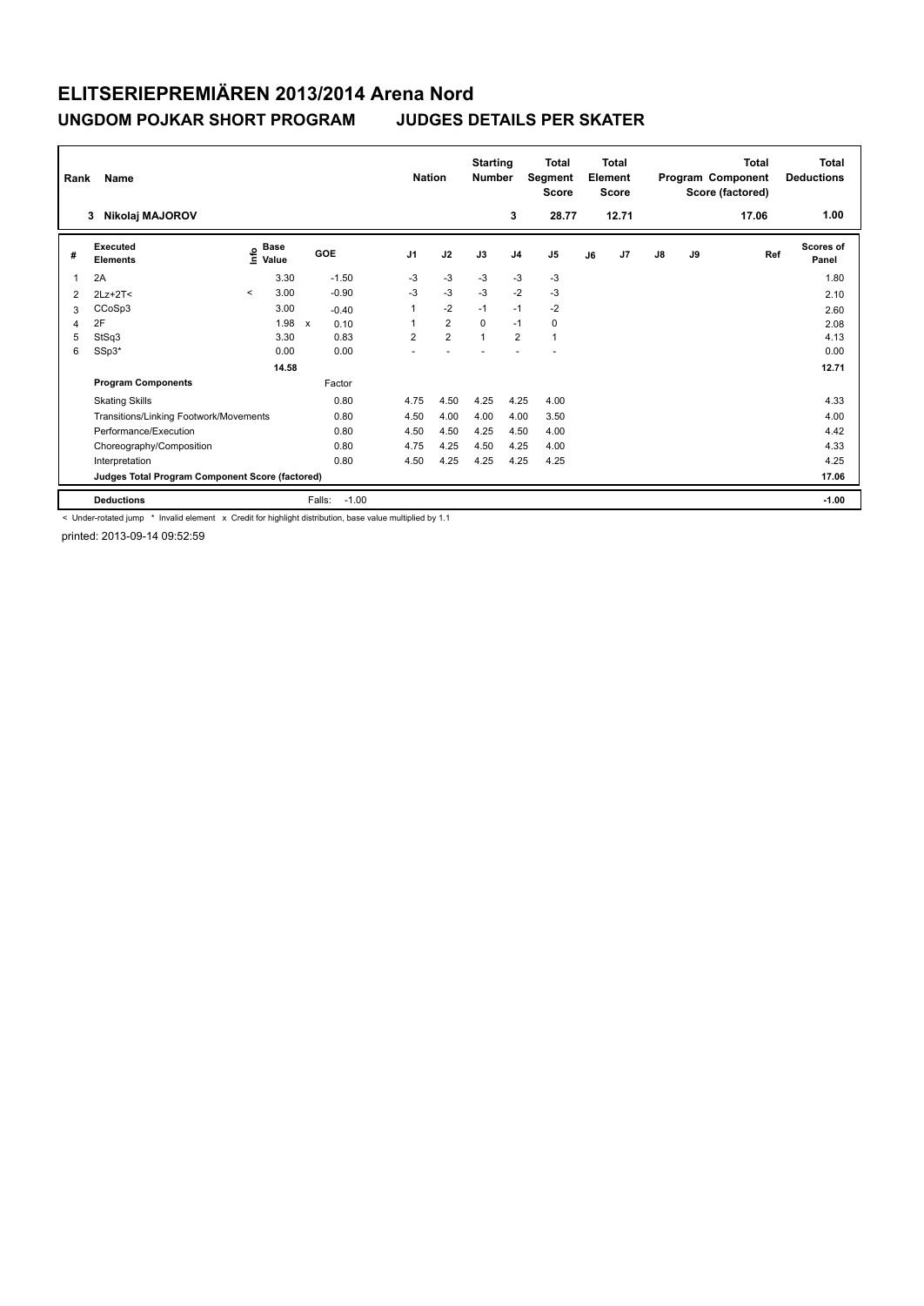# ELITSERIEPREMIÄREN 2013/2014 Arena Nord

## UNGDOM POJKAR SHORT PROGRAM JUDGES DETAILS PER SKATER

| Rank | Name | Nation | Starting Number | Total Segment Score | Total Element Score | Total Program Component Score (factored) | Total Deductions |
|---|---|---|---|---|---|---|---|
| 3 | Nikolaj MAJOROV | | 3 | 28.77 | 12.71 | 17.06 | 1.00 |

| # | Executed Elements | Info | Base Value | | GOE | J1 | J2 | J3 | J4 | J5 | J6 | J7 | J8 | J9 | Ref | Scores of Panel |
|---|---|---|---|---|---|---|---|---|---|---|---|---|---|---|---|---|
| 1 | 2A | | 3.30 | | -1.50 | -3 | -3 | -3 | -3 | -3 | | | | | | 1.80 |
| 2 | 2Lz+2T< | < | 3.00 | | -0.90 | -3 | -3 | -3 | -2 | -3 | | | | | | 2.10 |
| 3 | CCoSp3 | | 3.00 | | -0.40 | 1 | -2 | -1 | -1 | -2 | | | | | | 2.60 |
| 4 | 2F | | 1.98 | x | 0.10 | 1 | 2 | 0 | -1 | 0 | | | | | | 2.08 |
| 5 | StSq3 | | 3.30 | | 0.83 | 2 | 2 | 1 | 2 | 1 | | | | | | 4.13 |
| 6 | SSp3* | | 0.00 | | 0.00 | - | - | - | - | - | | | | | | 0.00 |
| | | | 14.58 | | | | | | | | | | | | | 12.71 |
| | **Program Components** | | | | Factor | | | | | | | | | | | |
| | Skating Skills | | | | 0.80 | 4.75 | 4.50 | 4.25 | 4.25 | 4.00 | | | | | | 4.33 |
| | Transitions/Linking Footwork/Movements | | | | 0.80 | 4.50 | 4.00 | 4.00 | 4.00 | 3.50 | | | | | | 4.00 |
| | Performance/Execution | | | | 0.80 | 4.50 | 4.50 | 4.25 | 4.50 | 4.00 | | | | | | 4.42 |
| | Choreography/Composition | | | | 0.80 | 4.75 | 4.25 | 4.50 | 4.25 | 4.00 | | | | | | 4.33 |
| | Interpretation | | | | 0.80 | 4.50 | 4.25 | 4.25 | 4.25 | 4.25 | | | | | | 4.25 |
| | **Judges Total Program Component Score (factored)** | | | | | | | | | | | | | | | 17.06 |
| | **Deductions** | | | | Falls: -1.00 | | | | | | | | | | | -1.00 |

< Under-rotated jump * Invalid element x Credit for highlight distribution, base value multiplied by 1.1

printed: 2013-09-14 09:52:59